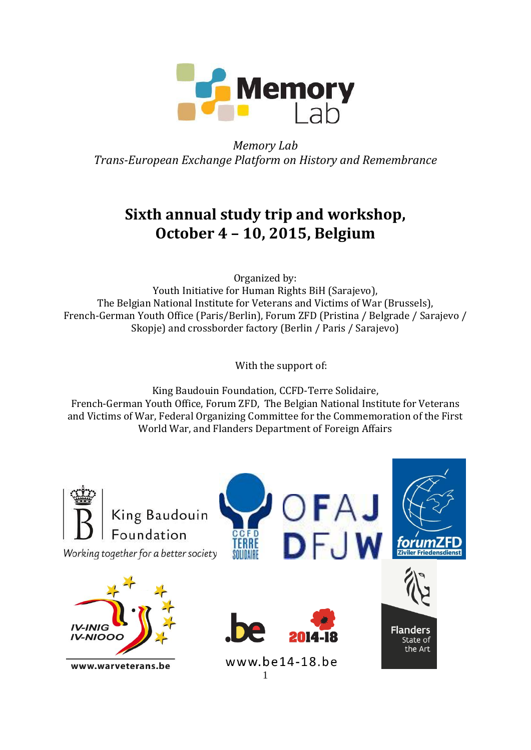*Memory Lab*
*Trans-European Exchange Platform on History and Remembrance*

# Sixth annual study trip and workshop, October 4 – 10, 2015, Belgium

Organized by:
Youth Initiative for Human Rights BiH (Sarajevo),
The Belgian National Institute for Veterans and Victims of War (Brussels),
French-German Youth Office (Paris/Berlin), Forum ZFD (Pristina / Belgrade / Sarajevo / Skopje) and crossborder factory (Berlin / Paris / Sarajevo)

With the support of:

King Baudouin Foundation, CCFD-Terre Solidaire,
French-German Youth Office, Forum ZFD, The Belgian National Institute for Veterans and Victims of War, Federal Organizing Committee for the Commemoration of the First World War, and Flanders Department of Foreign Affairs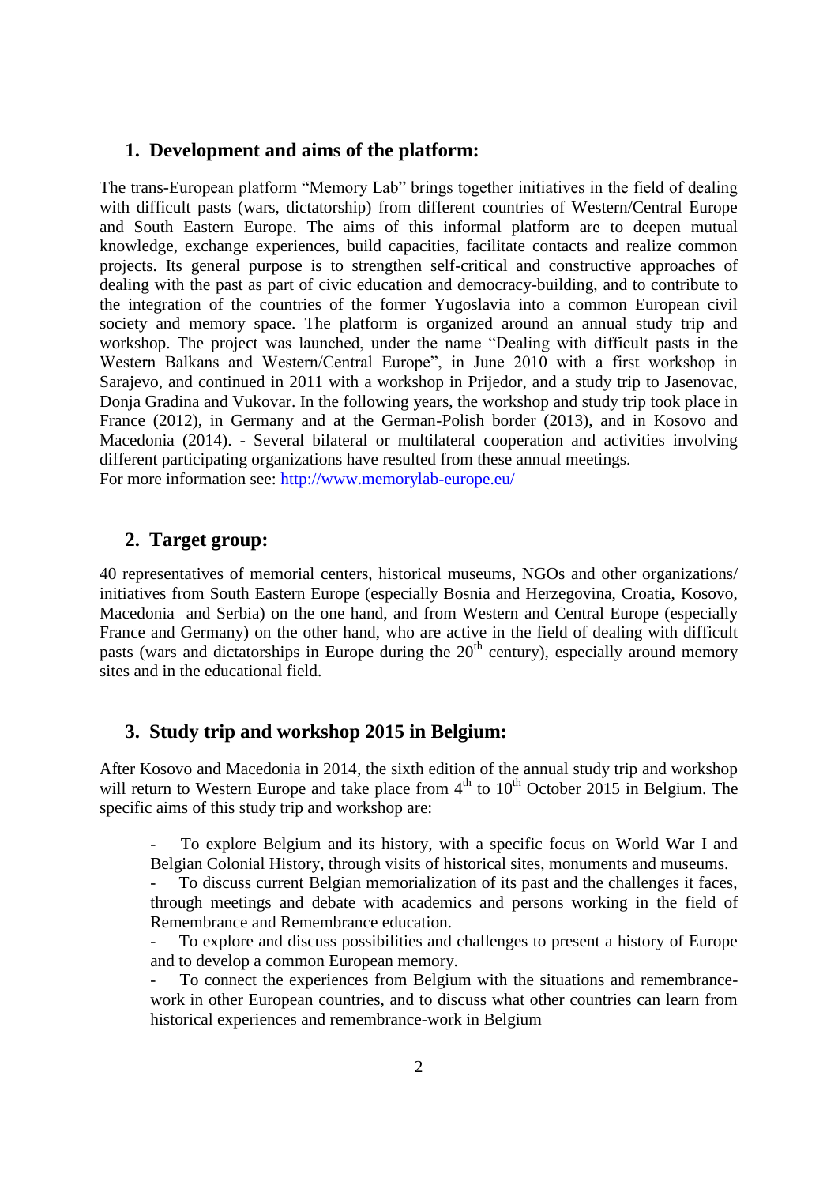## 1. Development and aims of the platform:

The trans-European platform "Memory Lab" brings together initiatives in the field of dealing with difficult pasts (wars, dictatorship) from different countries of Western/Central Europe and South Eastern Europe. The aims of this informal platform are to deepen mutual knowledge, exchange experiences, build capacities, facilitate contacts and realize common projects. Its general purpose is to strengthen self-critical and constructive approaches of dealing with the past as part of civic education and democracy-building, and to contribute to the integration of the countries of the former Yugoslavia into a common European civil society and memory space. The platform is organized around an annual study trip and workshop. The project was launched, under the name "Dealing with difficult pasts in the Western Balkans and Western/Central Europe", in June 2010 with a first workshop in Sarajevo, and continued in 2011 with a workshop in Prijedor, and a study trip to Jasenovac, Donja Gradina and Vukovar. In the following years, the workshop and study trip took place in France (2012), in Germany and at the German-Polish border (2013), and in Kosovo and Macedonia (2014). - Several bilateral or multilateral cooperation and activities involving different participating organizations have resulted from these annual meetings.
For more information see: http://www.memorylab-europe.eu/

## 2. Target group:

40 representatives of memorial centers, historical museums, NGOs and other organizations/ initiatives from South Eastern Europe (especially Bosnia and Herzegovina, Croatia, Kosovo, Macedonia and Serbia) on the one hand, and from Western and Central Europe (especially France and Germany) on the other hand, who are active in the field of dealing with difficult pasts (wars and dictatorships in Europe during the 20th century), especially around memory sites and in the educational field.

## 3. Study trip and workshop 2015 in Belgium:

After Kosovo and Macedonia in 2014, the sixth edition of the annual study trip and workshop will return to Western Europe and take place from 4th to 10th October 2015 in Belgium. The specific aims of this study trip and workshop are:

- To explore Belgium and its history, with a specific focus on World War I and Belgian Colonial History, through visits of historical sites, monuments and museums.
- To discuss current Belgian memorialization of its past and the challenges it faces, through meetings and debate with academics and persons working in the field of Remembrance and Remembrance education.
- To explore and discuss possibilities and challenges to present a history of Europe and to develop a common European memory.
- To connect the experiences from Belgium with the situations and remembrance-work in other European countries, and to discuss what other countries can learn from historical experiences and remembrance-work in Belgium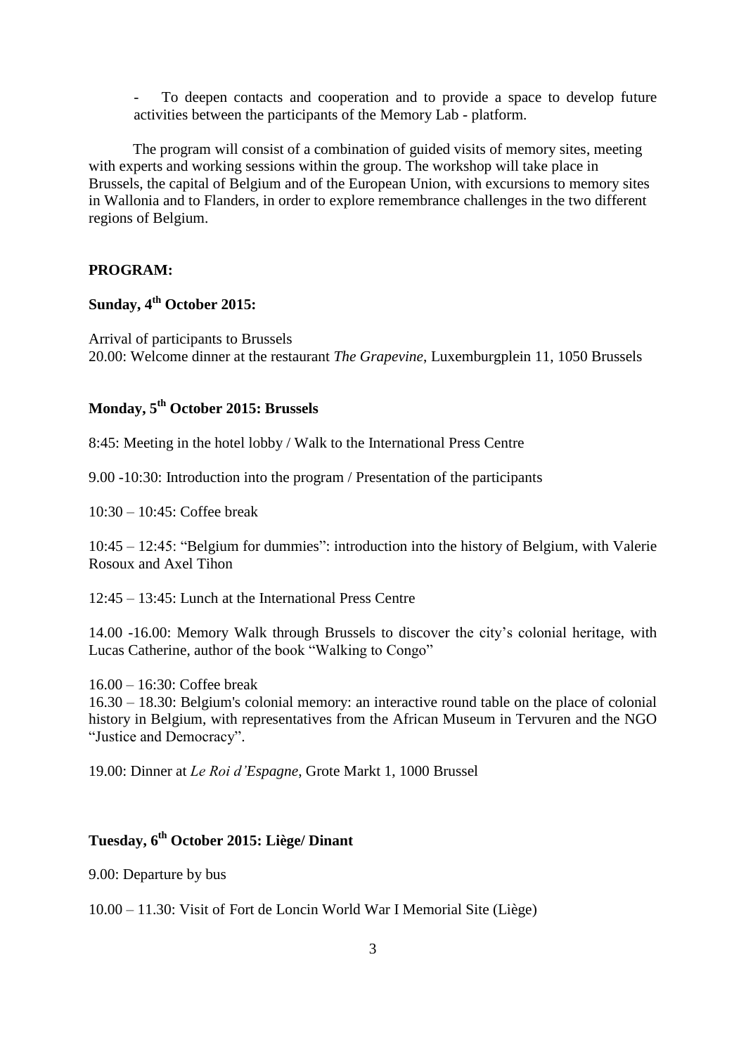- To deepen contacts and cooperation and to provide a space to develop future activities between the participants of the Memory Lab - platform.

The program will consist of a combination of guided visits of memory sites, meeting with experts and working sessions within the group. The workshop will take place in Brussels, the capital of Belgium and of the European Union, with excursions to memory sites in Wallonia and to Flanders, in order to explore remembrance challenges in the two different regions of Belgium.

**PROGRAM:**

**Sunday, 4th October 2015:**

Arrival of participants to Brussels
20.00: Welcome dinner at the restaurant *The Grapevine*, Luxemburgplein 11, 1050 Brussels

**Monday, 5th October 2015: Brussels**

8:45: Meeting in the hotel lobby / Walk to the International Press Centre

9.00 -10:30: Introduction into the program / Presentation of the participants

10:30 – 10:45: Coffee break

10:45 – 12:45: "Belgium for dummies": introduction into the history of Belgium, with Valerie Rosoux and Axel Tihon

12:45 – 13:45: Lunch at the International Press Centre

14.00 -16.00: Memory Walk through Brussels to discover the city's colonial heritage, with Lucas Catherine, author of the book "Walking to Congo"

16.00 – 16:30: Coffee break
16.30 – 18.30: Belgium's colonial memory: an interactive round table on the place of colonial history in Belgium, with representatives from the African Museum in Tervuren and the NGO "Justice and Democracy".

19.00: Dinner at *Le Roi d'Espagne*, Grote Markt 1, 1000 Brussel

**Tuesday, 6th October 2015: Liège/ Dinant**

9.00: Departure by bus

10.00 – 11.30: Visit of Fort de Loncin World War I Memorial Site (Liège)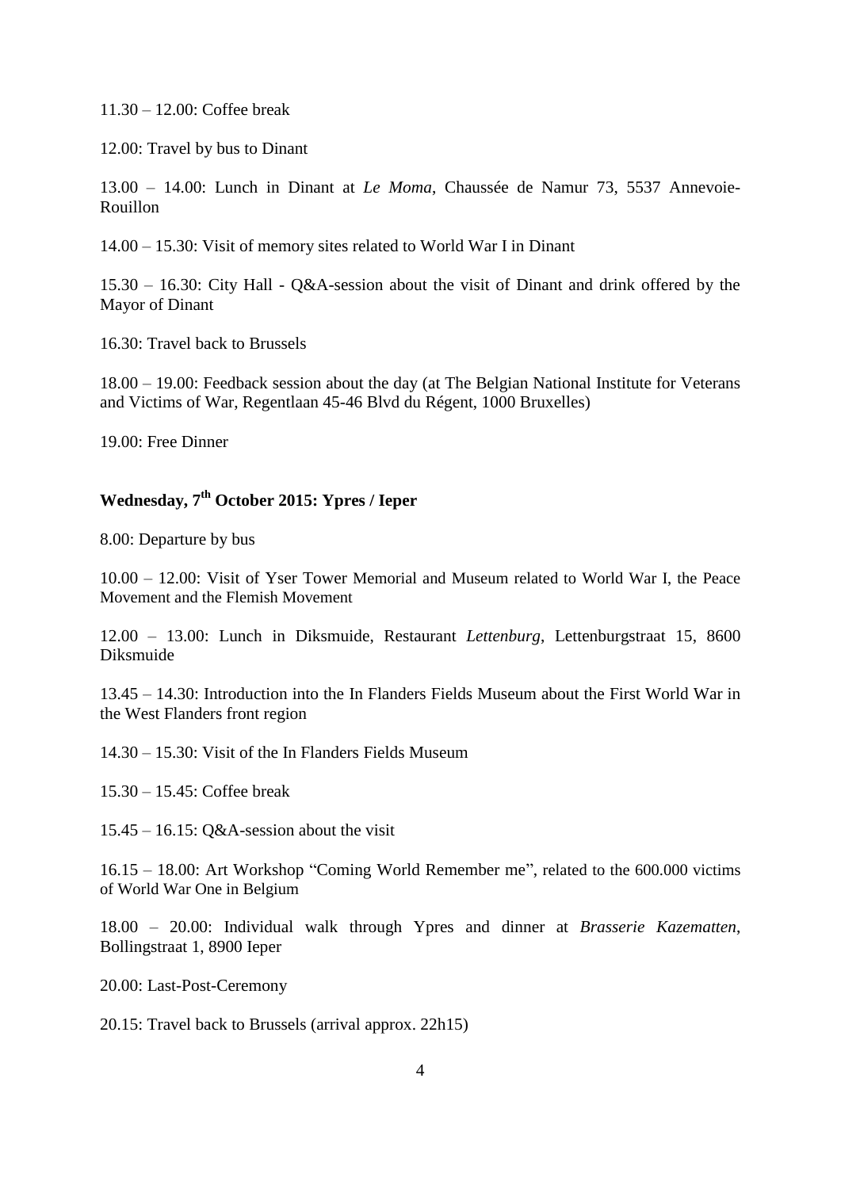11.30 – 12.00: Coffee break

12.00: Travel by bus to Dinant

13.00 – 14.00: Lunch in Dinant at *Le Moma*, Chaussée de Namur 73, 5537 Annevoie-Rouillon

14.00 – 15.30: Visit of memory sites related to World War I in Dinant

15.30 – 16.30: City Hall - Q&A-session about the visit of Dinant and drink offered by the Mayor of Dinant

16.30: Travel back to Brussels

18.00 – 19.00: Feedback session about the day (at The Belgian National Institute for Veterans and Victims of War, Regentlaan 45-46 Blvd du Régent, 1000 Bruxelles)

19.00: Free Dinner

## Wednesday, 7th October 2015: Ypres / Ieper

8.00: Departure by bus

10.00 – 12.00: Visit of Yser Tower Memorial and Museum related to World War I, the Peace Movement and the Flemish Movement

12.00 – 13.00: Lunch in Diksmuide, Restaurant *Lettenburg*, Lettenburgstraat 15, 8600 Diksmuide

13.45 – 14.30: Introduction into the In Flanders Fields Museum about the First World War in the West Flanders front region

14.30 – 15.30: Visit of the In Flanders Fields Museum

15.30 – 15.45: Coffee break

15.45 – 16.15: Q&A-session about the visit

16.15 – 18.00: Art Workshop "Coming World Remember me", related to the 600.000 victims of World War One in Belgium

18.00 – 20.00: Individual walk through Ypres and dinner at *Brasserie Kazematten*, Bollingstraat 1, 8900 Ieper

20.00: Last-Post-Ceremony

20.15: Travel back to Brussels (arrival approx. 22h15)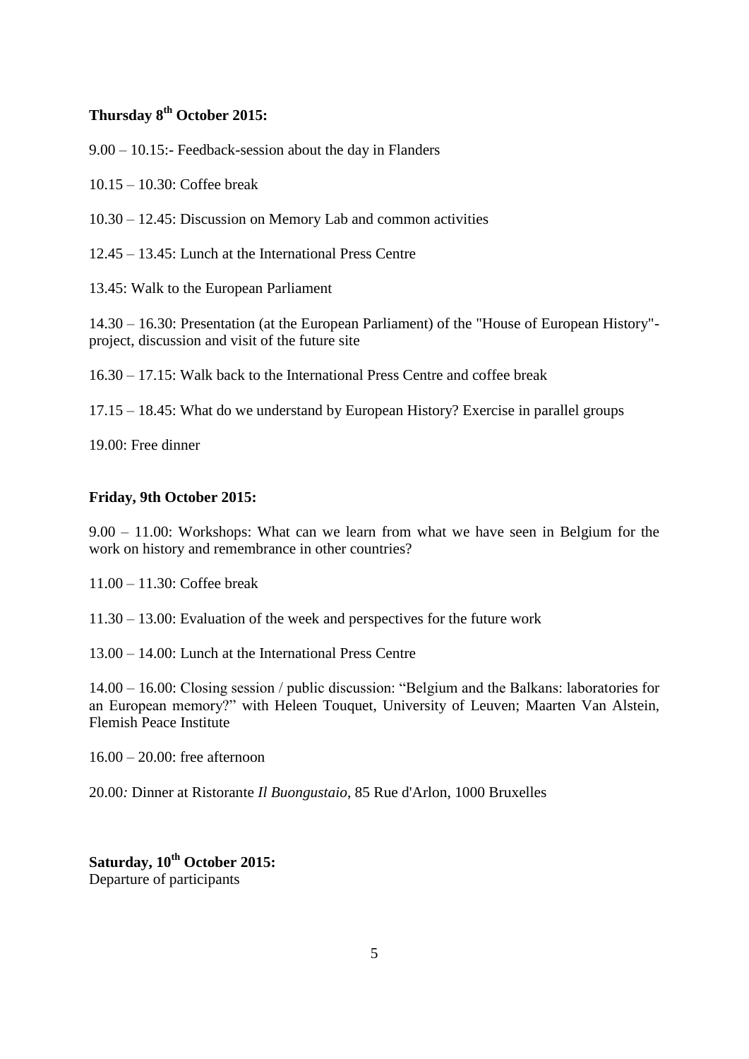**Thursday 8th October 2015:**

9.00 – 10.15:- Feedback-session about the day in Flanders

10.15 – 10.30: Coffee break

10.30 – 12.45: Discussion on Memory Lab and common activities

12.45 – 13.45: Lunch at the International Press Centre

13.45: Walk to the European Parliament

14.30 – 16.30: Presentation (at the European Parliament) of the "House of European History"-project, discussion and visit of the future site

16.30 – 17.15: Walk back to the International Press Centre and coffee break

17.15 – 18.45: What do we understand by European History? Exercise in parallel groups

19.00: Free dinner

**Friday, 9th October 2015:**

9.00 – 11.00: Workshops: What can we learn from what we have seen in Belgium for the work on history and remembrance in other countries?

11.00 – 11.30: Coffee break

11.30 – 13.00: Evaluation of the week and perspectives for the future work

13.00 – 14.00: Lunch at the International Press Centre

14.00 – 16.00: Closing session / public discussion: "Belgium and the Balkans: laboratories for an European memory?" with Heleen Touquet, University of Leuven; Maarten Van Alstein, Flemish Peace Institute

16.00 – 20.00: free afternoon

20.00*:* Dinner at Ristorante *Il Buongustaio*, 85 Rue d'Arlon, 1000 Bruxelles

**Saturday, 10th October 2015:**
Departure of participants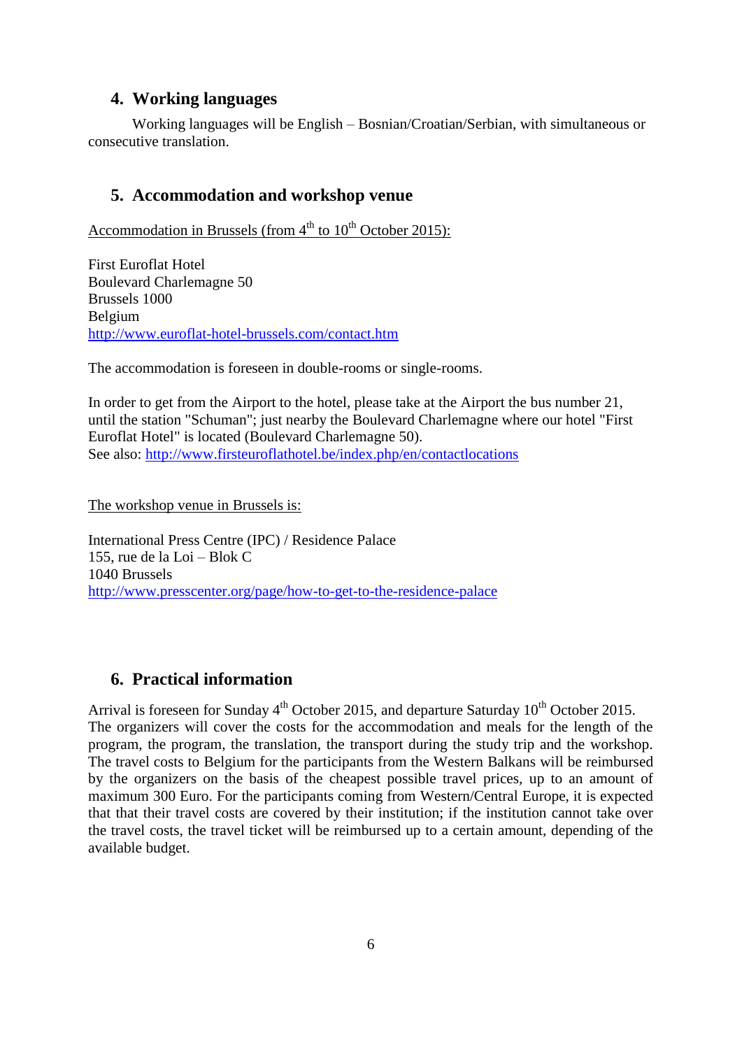## 4. Working languages

Working languages will be English – Bosnian/Croatian/Serbian, with simultaneous or consecutive translation.

## 5. Accommodation and workshop venue

Accommodation in Brussels (from 4th to 10th October 2015):

First Euroflat Hotel
Boulevard Charlemagne 50
Brussels 1000
Belgium
http://www.euroflat-hotel-brussels.com/contact.htm

The accommodation is foreseen in double-rooms or single-rooms.

In order to get from the Airport to the hotel, please take at the Airport the bus number 21, until the station "Schuman"; just nearby the Boulevard Charlemagne where our hotel "First Euroflat Hotel" is located (Boulevard Charlemagne 50).
See also: http://www.firsteuroflathotel.be/index.php/en/contactlocations

The workshop venue in Brussels is:

International Press Centre (IPC) / Residence Palace
155, rue de la Loi – Blok C
1040 Brussels
http://www.presscenter.org/page/how-to-get-to-the-residence-palace

## 6. Practical information

Arrival is foreseen for Sunday 4th October 2015, and departure Saturday 10th October 2015. The organizers will cover the costs for the accommodation and meals for the length of the program, the program, the translation, the transport during the study trip and the workshop. The travel costs to Belgium for the participants from the Western Balkans will be reimbursed by the organizers on the basis of the cheapest possible travel prices, up to an amount of maximum 300 Euro. For the participants coming from Western/Central Europe, it is expected that that their travel costs are covered by their institution; if the institution cannot take over the travel costs, the travel ticket will be reimbursed up to a certain amount, depending of the available budget.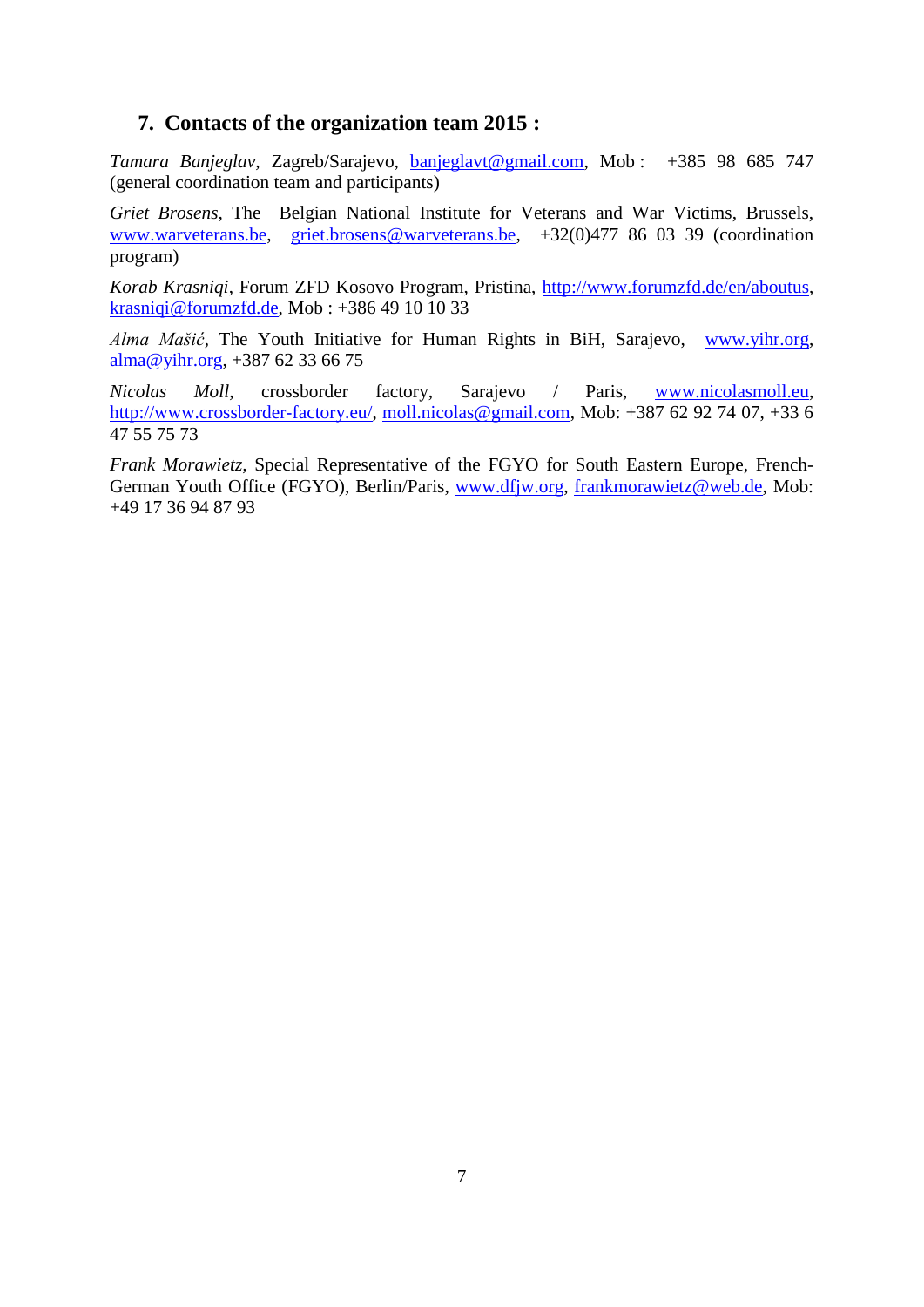## 7. Contacts of the organization team 2015 :

*Tamara Banjeglav*, Zagreb/Sarajevo, banjeglavt@gmail.com, Mob : +385 98 685 747 (general coordination team and participants)

*Griet Brosens*, The Belgian National Institute for Veterans and War Victims, Brussels, www.warveterans.be, griet.brosens@warveterans.be, +32(0)477 86 03 39 (coordination program)

*Korab Krasniqi*, Forum ZFD Kosovo Program, Pristina, http://www.forumzfd.de/en/aboutus, krasniqi@forumzfd.de, Mob : +386 49 10 10 33

*Alma Mašić*, The Youth Initiative for Human Rights in BiH, Sarajevo, www.yihr.org, alma@yihr.org, +387 62 33 66 75

*Nicolas Moll*, crossborder factory, Sarajevo / Paris, www.nicolasmoll.eu, http://www.crossborder-factory.eu/, moll.nicolas@gmail.com, Mob: +387 62 92 74 07, +33 6 47 55 75 73

*Frank Morawietz*, Special Representative of the FGYO for South Eastern Europe, French-German Youth Office (FGYO), Berlin/Paris, www.dfjw.org, frankmorawietz@web.de, Mob: +49 17 36 94 87 93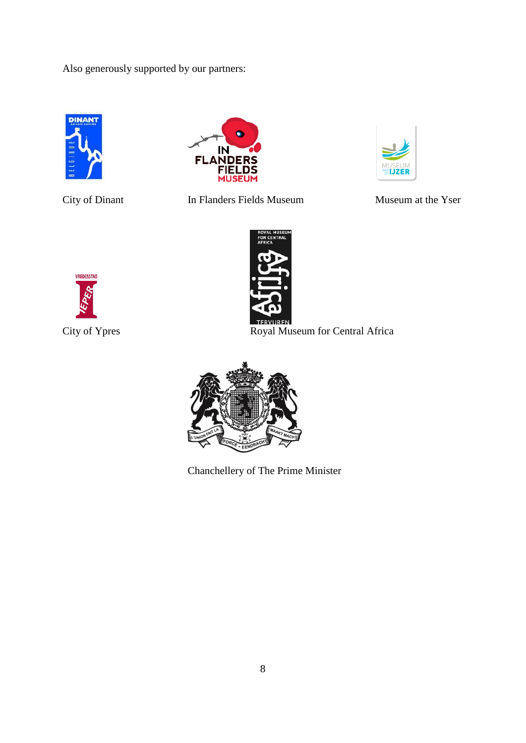Also generously supported by our partners:

City of Dinant

In Flanders Fields Museum

Museum at the Yser

City of Ypres

Royal Museum for Central Africa

Chanchellery of The Prime Minister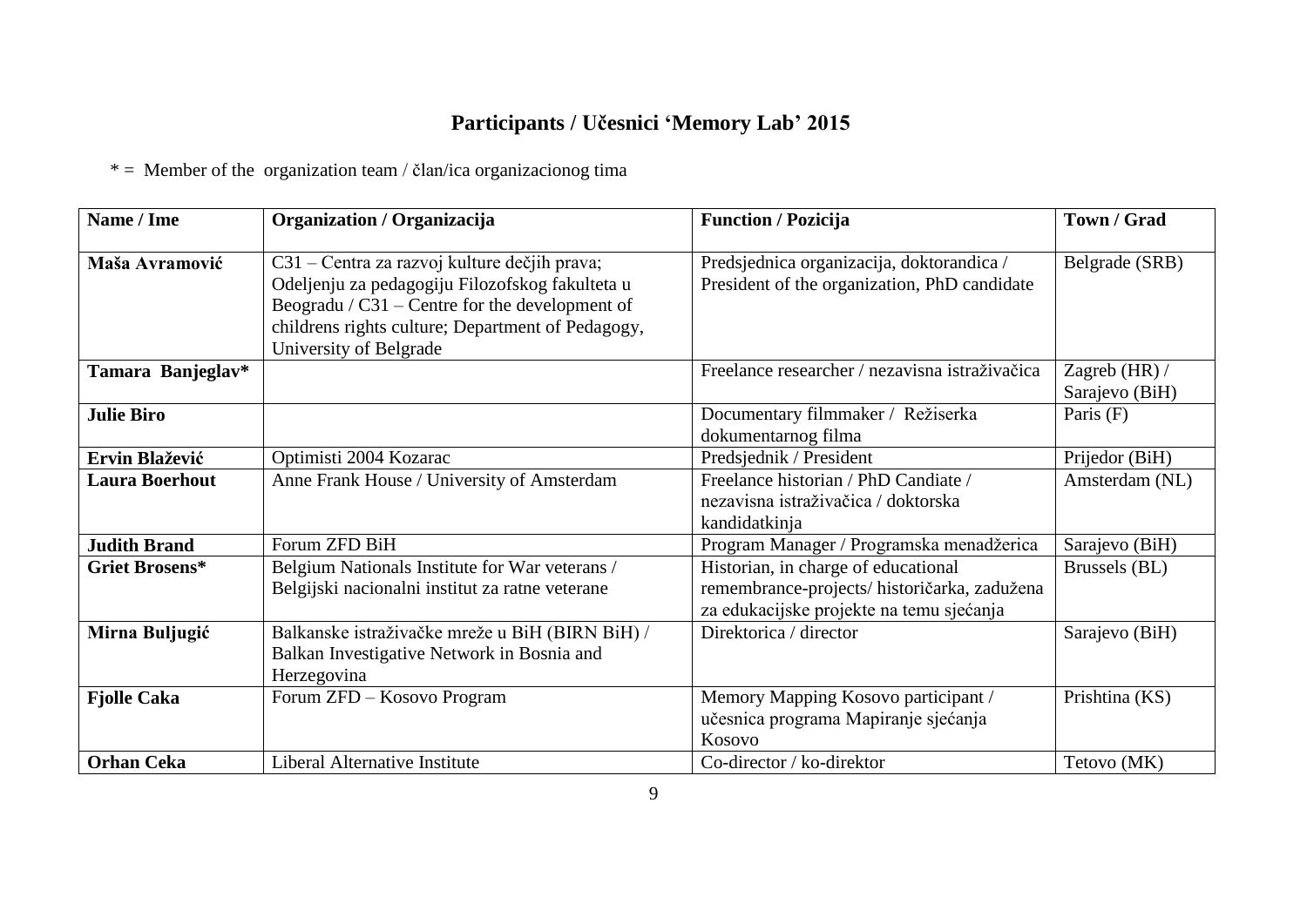# Participants / Učesnici 'Memory Lab' 2015

* =  Member of the  organization team / član/ica organizacionog tima

| Name / Ime | Organization / Organizacija | Function / Pozicija | Town / Grad |
|---|---|---|---|
| **Maša Avramović** | C31 – Centra za razvoj kulture dečjih prava; Odeljenju za pedagogiju Filozofskog fakulteta u Beogradu / C31 – Centre for the development of childrens rights culture; Department of Pedagogy, University of Belgrade | Predsjednica organizacija, doktorandica / President of the organization, PhD candidate | Belgrade (SRB) |
| **Tamara Banjeglav*** | | Freelance researcher / nezavisna istraživačica | Zagreb (HR) / Sarajevo (BiH) |
| **Julie Biro** | | Documentary filmmaker / Režiserka dokumentarnog filma | Paris (F) |
| **Ervin Blažević** | Optimisti 2004 Kozarac | Predsjednik / President | Prijedor (BiH) |
| **Laura Boerhout** | Anne Frank House / University of Amsterdam | Freelance historian / PhD Candiate / nezavisna istraživačica / doktorska kandidatkinja | Amsterdam (NL) |
| **Judith Brand** | Forum ZFD BiH | Program Manager / Programska menadžerica | Sarajevo (BiH) |
| **Griet Brosens*** | Belgium Nationals Institute for War veterans / Belgijski nacionalni institut za ratne veterane | Historian, in charge of educational remembrance-projects/ historičarka, zadužena za edukacijske projekte na temu sjećanja | Brussels (BL) |
| **Mirna Buljugić** | Balkanske istraživačke mreže u BiH (BIRN BiH) / Balkan Investigative Network in Bosnia and Herzegovina | Direktorica / director | Sarajevo (BiH) |
| **Fjolle Caka** | Forum ZFD – Kosovo Program | Memory Mapping Kosovo participant / učesnica programa Mapiranje sjećanja Kosovo | Prishtina (KS) |
| **Orhan Ceka** | Liberal Alternative Institute | Co-director / ko-direktor | Tetovo (MK) |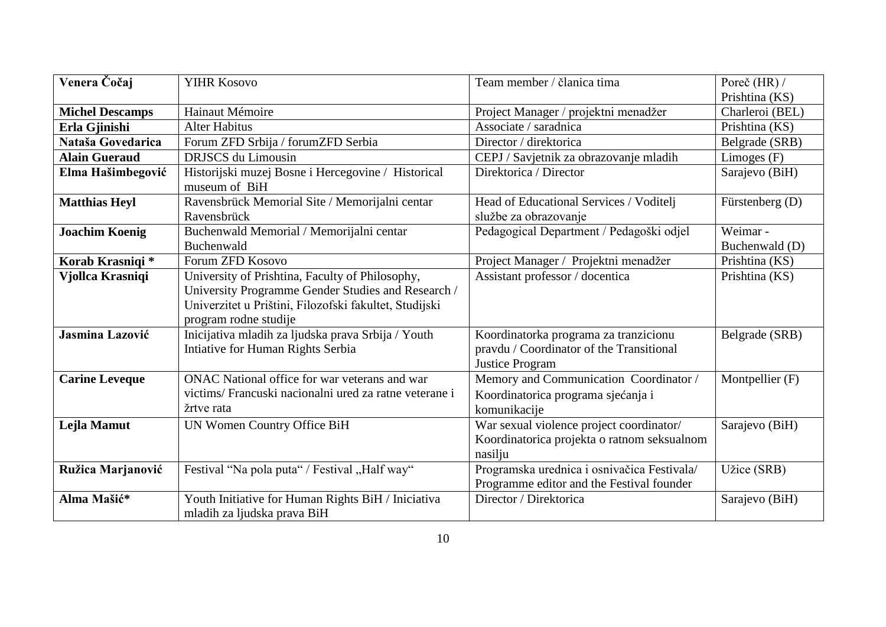| **Venera Čočaj** | YIHR Kosovo | Team member / članica tima | Poreč (HR) / Prishtina (KS) |
|---|---|---|---|
| **Michel Descamps** | Hainaut Mémoire | Project Manager / projektni menadžer | Charleroi (BEL) |
| **Erla Gjinishi** | Alter Habitus | Associate / saradnica | Prishtina (KS) |
| **Nataša Govedarica** | Forum ZFD Srbija / forumZFD Serbia | Director / direktorica | Belgrade (SRB) |
| **Alain Gueraud** | DRJSCS du Limousin | CEPJ / Savjetnik za obrazovanje mladih | Limoges (F) |
| **Elma Hašimbegović** | Historijski muzej Bosne i Hercegovine / Historical museum of BiH | Direktorica / Director | Sarajevo (BiH) |
| **Matthias Heyl** | Ravensbrück Memorial Site / Memorijalni centar Ravensbrück | Head of Educational Services / Voditelj službe za obrazovanje | Fürstenberg (D) |
| **Joachim Koenig** | Buchenwald Memorial / Memorijalni centar Buchenwald | Pedagogical Department / Pedagoški odjel | Weimar - Buchenwald (D) |
| **Korab Krasniqi *** | Forum ZFD Kosovo | Project Manager / Projektni menadžer | Prishtina (KS) |
| **Vjollca Krasniqi** | University of Prishtina, Faculty of Philosophy, University Programme Gender Studies and Research / Univerzitet u Prištini, Filozofski fakultet, Studijski program rodne studije | Assistant professor / docentica | Prishtina (KS) |
| **Jasmina Lazović** | Inicijativa mladih za ljudska prava Srbija / Youth Intiative for Human Rights Serbia | Koordinatorka programa za tranzicionu pravdu / Coordinator of the Transitional Justice Program | Belgrade (SRB) |
| **Carine Leveque** | ONAC National office for war veterans and war victims/ Francuski nacionalni ured za ratne veterane i žrtve rata | Memory and Communication Coordinator / Koordinatorica programa sjećanja i komunikacije | Montpellier (F) |
| **Lejla Mamut** | UN Women Country Office BiH | War sexual violence project coordinator/ Koordinatorica projekta o ratnom seksualnom nasilju | Sarajevo (BiH) |
| **Ružica Marjanović** | Festival "Na pola puta" / Festival „Half way" | Programska urednica i osnivačica Festivala/ Programme editor and the Festival founder | Užice (SRB) |
| **Alma Mašić*** | Youth Initiative for Human Rights BiH / Inicijativa mladih za ljudska prava BiH | Director / Direktorica | Sarajevo (BiH) |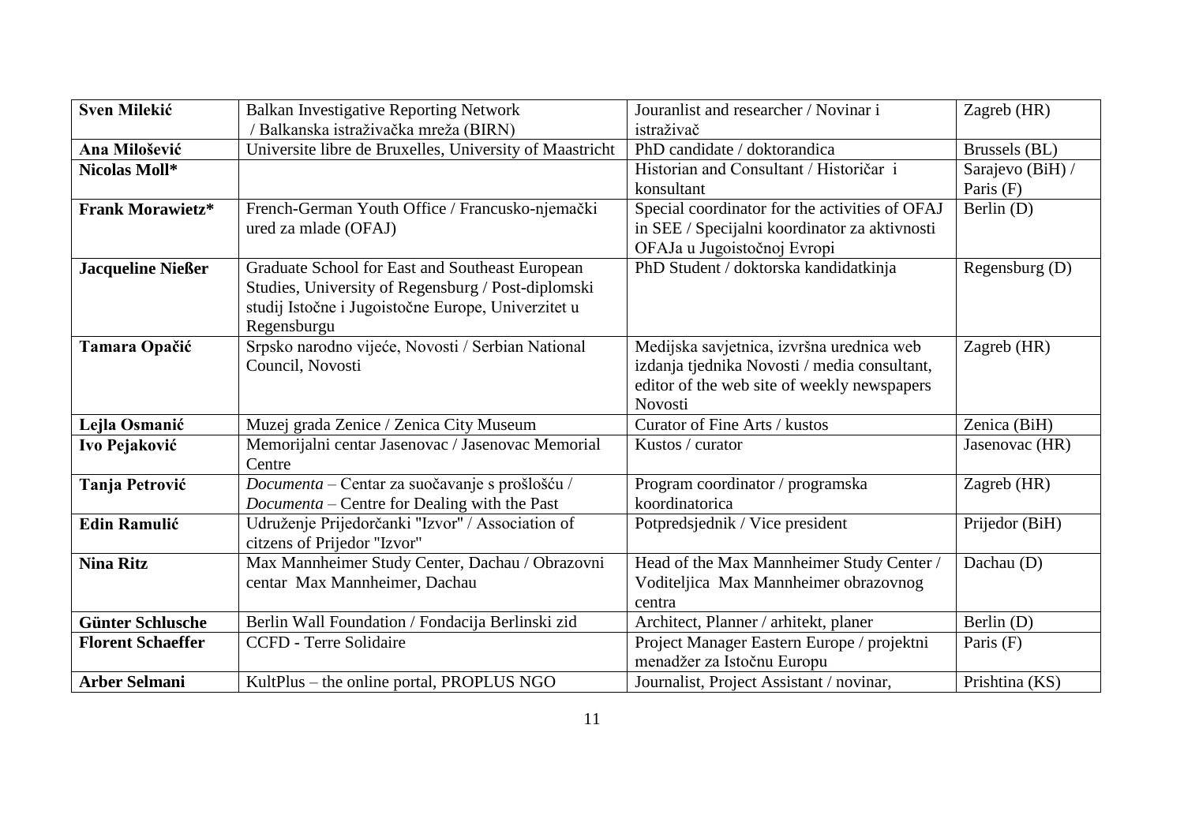| **Sven Milekić** | Balkan Investigative Reporting Network / Balkanska istraživačka mreža (BIRN) | Jouranlist and researcher / Novinar i istraživač | Zagreb (HR) |
|---|---|---|---|
| **Ana Milošević** | Universite libre de Bruxelles, University of Maastricht | PhD candidate / doktorandica | Brussels (BL) |
| **Nicolas Moll*** | | Historian and Consultant / Historičar i konsultant | Sarajevo (BiH) / Paris (F) |
| **Frank Morawietz*** | French-German Youth Office / Francusko-njemački ured za mlade (OFAJ) | Special coordinator for the activities of OFAJ in SEE / Specijalni koordinator za aktivnosti OFAJa u Jugoistočnoj Evropi | Berlin (D) |
| **Jacqueline Nießer** | Graduate School for East and Southeast European Studies, University of Regensburg / Post-diplomski studij Istočne i Jugoistočne Europe, Univerzitet u Regensburgu | PhD Student / doktorska kandidatkinja | Regensburg (D) |
| **Tamara Opačić** | Srpsko narodno vijeće, Novosti / Serbian National Council, Novosti | Medijska savjetnica, izvršna urednica web izdanja tjednika Novosti / media consultant, editor of the web site of weekly newspapers Novosti | Zagreb (HR) |
| **Lejla Osmanić** | Muzej grada Zenice / Zenica City Museum | Curator of Fine Arts / kustos | Zenica (BiH) |
| **Ivo Pejaković** | Memorijalni centar Jasenovac / Jasenovac Memorial Centre | Kustos / curator | Jasenovac (HR) |
| **Tanja Petrović** | *Documenta* – Centar za suočavanje s prošlošću / *Documenta* – Centre for Dealing with the Past | Program coordinator / programska koordinatorica | Zagreb (HR) |
| **Edin Ramulić** | Udruženje Prijedorčanki "Izvor" / Association of citzens of Prijedor "Izvor" | Potpredsjednik / Vice president | Prijedor (BiH) |
| **Nina Ritz** | Max Mannheimer Study Center, Dachau / Obrazovni centar Max Mannheimer, Dachau | Head of the Max Mannheimer Study Center / Voditeljica Max Mannheimer obrazovnog centra | Dachau (D) |
| **Günter Schlusche** | Berlin Wall Foundation / Fondacija Berlinski zid | Architect, Planner / arhitekt, planer | Berlin (D) |
| **Florent Schaeffer** | CCFD - Terre Solidaire | Project Manager Eastern Europe / projektni menadžer za Istočnu Europu | Paris (F) |
| **Arber Selmani** | KultPlus – the online portal, PROPLUS NGO | Journalist, Project Assistant / novinar, | Prishtina (KS) |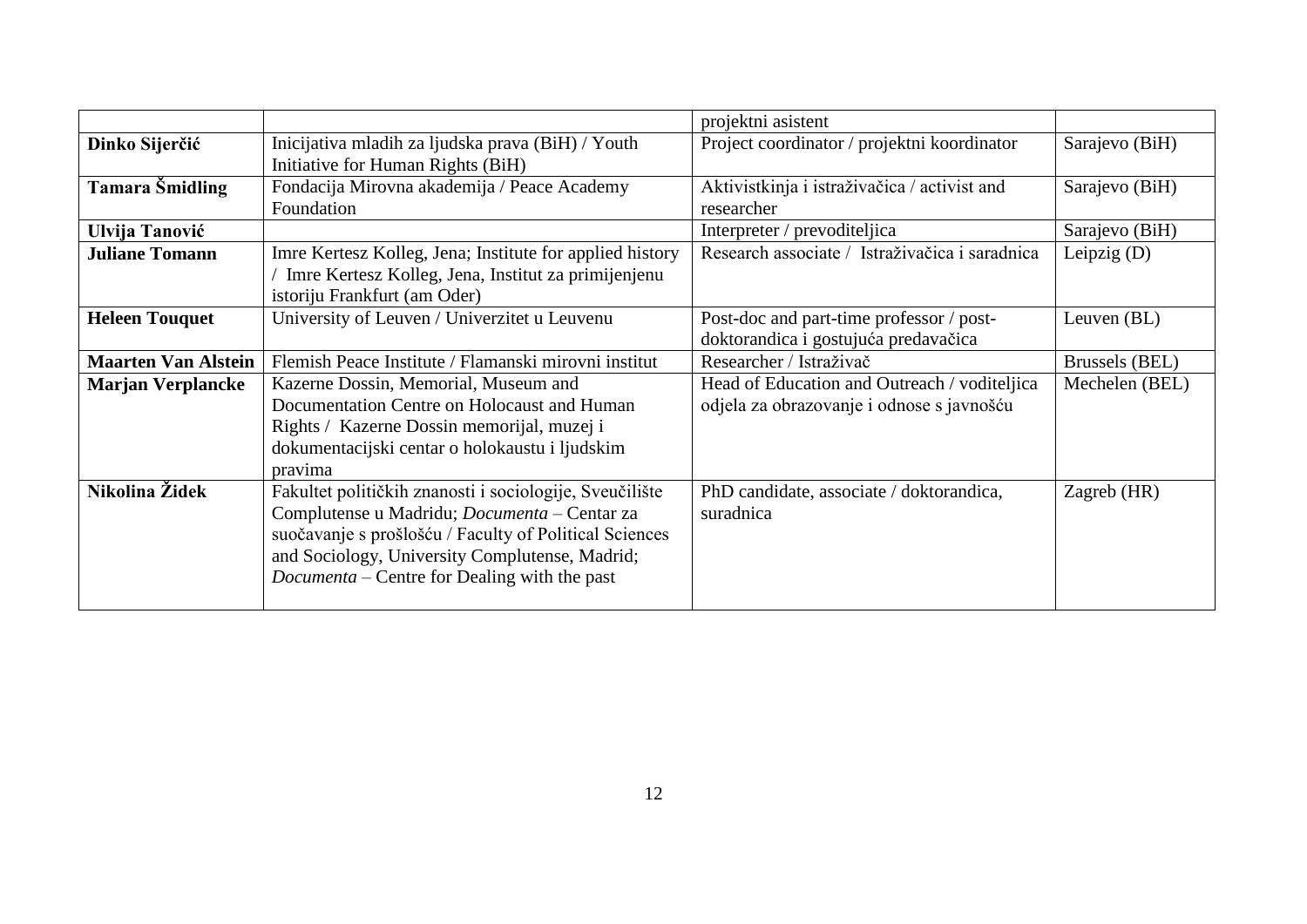| | | | |
|---|---|---|---|
| | | projektni asistent | |
| **Dinko Sijerčić** | Inicijativa mladih za ljudska prava (BiH) / Youth Initiative for Human Rights (BiH) | Project coordinator / projektni koordinator | Sarajevo (BiH) |
| **Tamara Šmidling** | Fondacija Mirovna akademija / Peace Academy Foundation | Aktivistkinja i istraživačica / activist and researcher | Sarajevo (BiH) |
| **Ulvija Tanović** | | Interpreter / prevoditeljica | Sarajevo (BiH) |
| **Juliane Tomann** | Imre Kertesz Kolleg, Jena; Institute for applied history / Imre Kertesz Kolleg, Jena, Institut za primijenjenu istoriju Frankfurt (am Oder) | Research associate / Istraživačica i saradnica | Leipzig (D) |
| **Heleen Touquet** | University of Leuven / Univerzitet u Leuvenu | Post-doc and part-time professor / post-doktorandica i gostujuća predavačica | Leuven (BL) |
| **Maarten Van Alstein** | Flemish Peace Institute / Flamanski mirovni institut | Researcher / Istraživač | Brussels (BEL) |
| **Marjan Verplancke** | Kazerne Dossin, Memorial, Museum and Documentation Centre on Holocaust and Human Rights / Kazerne Dossin memorijal, muzej i dokumentacijski centar o holokaustu i ljudskim pravima | Head of Education and Outreach / voditeljica odjela za obrazovanje i odnose s javnošću | Mechelen (BEL) |
| **Nikolina Židek** | Fakultet političkih znanosti i sociologije, Sveučilište Complutense u Madridu; *Documenta* – Centar za suočavanje s prošlošću / Faculty of Political Sciences and Sociology, University Complutense, Madrid; *Documenta* – Centre for Dealing with the past | PhD candidate, associate / doktorandica, suradnica | Zagreb (HR) |